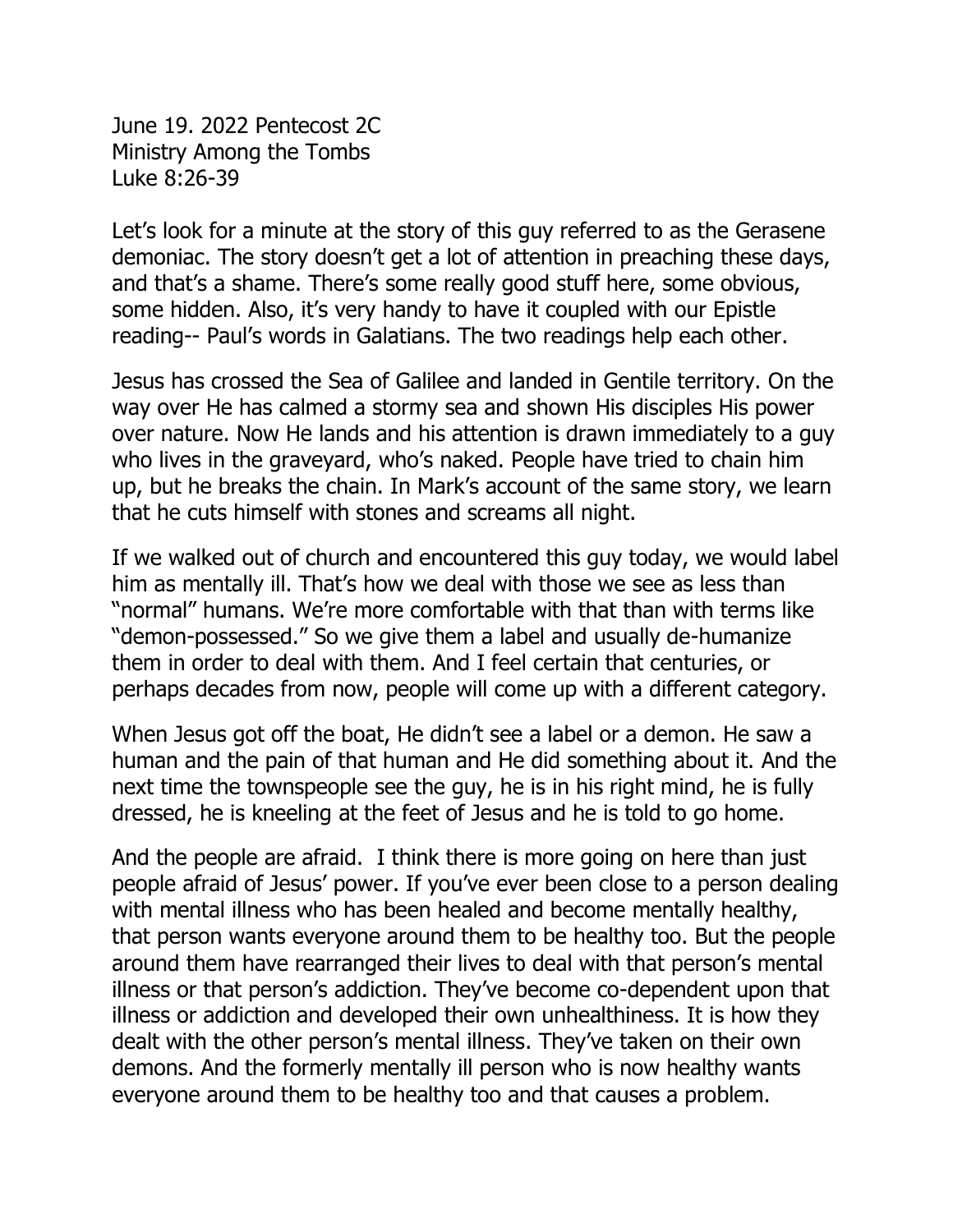June 19. 2022 Pentecost 2C
Ministry Among the Tombs
Luke 8:26-39

Let's look for a minute at the story of this guy referred to as the Gerasene demoniac. The story doesn't get a lot of attention in preaching these days, and that's a shame. There's some really good stuff here, some obvious, some hidden. Also, it's very handy to have it coupled with our Epistle reading-- Paul's words in Galatians. The two readings help each other.

Jesus has crossed the Sea of Galilee and landed in Gentile territory. On the way over He has calmed a stormy sea and shown His disciples His power over nature. Now He lands and his attention is drawn immediately to a guy who lives in the graveyard, who's naked. People have tried to chain him up, but he breaks the chain. In Mark's account of the same story, we learn that he cuts himself with stones and screams all night.

If we walked out of church and encountered this guy today, we would label him as mentally ill. That's how we deal with those we see as less than "normal" humans. We're more comfortable with that than with terms like "demon-possessed." So we give them a label and usually de-humanize them in order to deal with them. And I feel certain that centuries, or perhaps decades from now, people will come up with a different category.

When Jesus got off the boat, He didn't see a label or a demon. He saw a human and the pain of that human and He did something about it. And the next time the townspeople see the guy, he is in his right mind, he is fully dressed, he is kneeling at the feet of Jesus and he is told to go home.

And the people are afraid. I think there is more going on here than just people afraid of Jesus' power. If you've ever been close to a person dealing with mental illness who has been healed and become mentally healthy, that person wants everyone around them to be healthy too. But the people around them have rearranged their lives to deal with that person's mental illness or that person's addiction. They've become co-dependent upon that illness or addiction and developed their own unhealthiness. It is how they dealt with the other person's mental illness. They've taken on their own demons. And the formerly mentally ill person who is now healthy wants everyone around them to be healthy too and that causes a problem.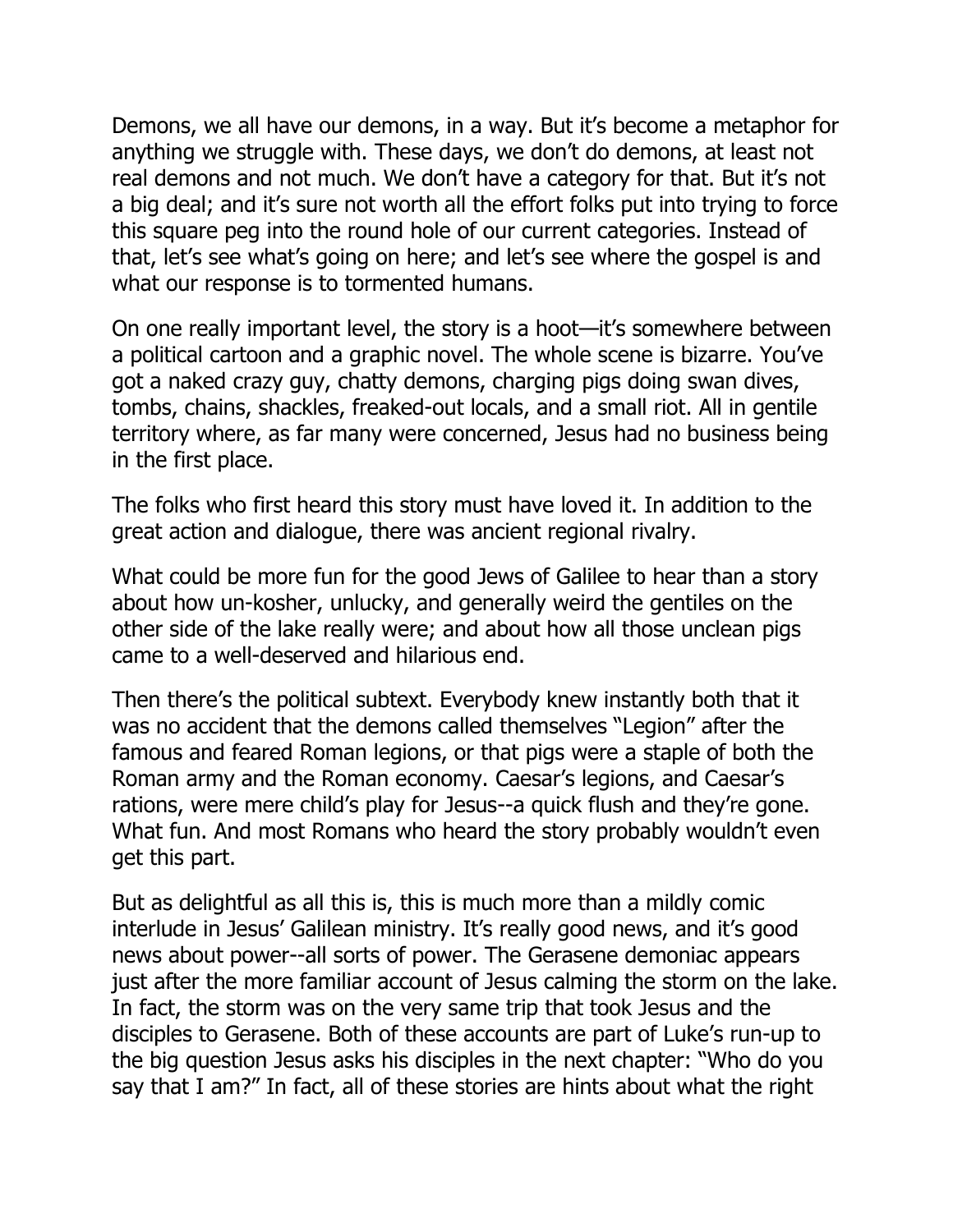Demons, we all have our demons, in a way. But it's become a metaphor for anything we struggle with. These days, we don't do demons, at least not real demons and not much. We don't have a category for that. But it's not a big deal; and it's sure not worth all the effort folks put into trying to force this square peg into the round hole of our current categories. Instead of that, let's see what's going on here; and let's see where the gospel is and what our response is to tormented humans.

On one really important level, the story is a hoot—it's somewhere between a political cartoon and a graphic novel. The whole scene is bizarre. You've got a naked crazy guy, chatty demons, charging pigs doing swan dives, tombs, chains, shackles, freaked-out locals, and a small riot. All in gentile territory where, as far many were concerned, Jesus had no business being in the first place.

The folks who first heard this story must have loved it. In addition to the great action and dialogue, there was ancient regional rivalry.

What could be more fun for the good Jews of Galilee to hear than a story about how un-kosher, unlucky, and generally weird the gentiles on the other side of the lake really were; and about how all those unclean pigs came to a well-deserved and hilarious end.

Then there's the political subtext. Everybody knew instantly both that it was no accident that the demons called themselves "Legion" after the famous and feared Roman legions, or that pigs were a staple of both the Roman army and the Roman economy. Caesar's legions, and Caesar's rations, were mere child's play for Jesus--a quick flush and they're gone. What fun. And most Romans who heard the story probably wouldn't even get this part.

But as delightful as all this is, this is much more than a mildly comic interlude in Jesus' Galilean ministry. It's really good news, and it's good news about power--all sorts of power. The Gerasene demoniac appears just after the more familiar account of Jesus calming the storm on the lake. In fact, the storm was on the very same trip that took Jesus and the disciples to Gerasene. Both of these accounts are part of Luke's run-up to the big question Jesus asks his disciples in the next chapter: "Who do you say that I am?" In fact, all of these stories are hints about what the right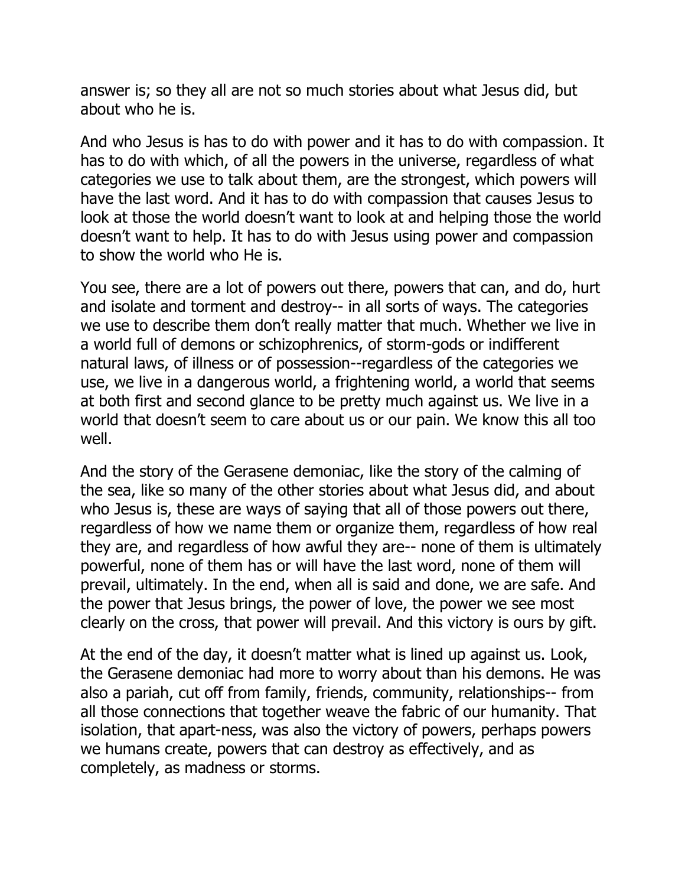answer is; so they all are not so much stories about what Jesus did, but about who he is.

And who Jesus is has to do with power and it has to do with compassion. It has to do with which, of all the powers in the universe, regardless of what categories we use to talk about them, are the strongest, which powers will have the last word. And it has to do with compassion that causes Jesus to look at those the world doesn't want to look at and helping those the world doesn't want to help. It has to do with Jesus using power and compassion to show the world who He is.

You see, there are a lot of powers out there, powers that can, and do, hurt and isolate and torment and destroy-- in all sorts of ways. The categories we use to describe them don't really matter that much. Whether we live in a world full of demons or schizophrenics, of storm-gods or indifferent natural laws, of illness or of possession--regardless of the categories we use, we live in a dangerous world, a frightening world, a world that seems at both first and second glance to be pretty much against us. We live in a world that doesn't seem to care about us or our pain. We know this all too well.

And the story of the Gerasene demoniac, like the story of the calming of the sea, like so many of the other stories about what Jesus did, and about who Jesus is, these are ways of saying that all of those powers out there, regardless of how we name them or organize them, regardless of how real they are, and regardless of how awful they are-- none of them is ultimately powerful, none of them has or will have the last word, none of them will prevail, ultimately. In the end, when all is said and done, we are safe. And the power that Jesus brings, the power of love, the power we see most clearly on the cross, that power will prevail. And this victory is ours by gift.

At the end of the day, it doesn't matter what is lined up against us. Look, the Gerasene demoniac had more to worry about than his demons. He was also a pariah, cut off from family, friends, community, relationships-- from all those connections that together weave the fabric of our humanity. That isolation, that apart-ness, was also the victory of powers, perhaps powers we humans create, powers that can destroy as effectively, and as completely, as madness or storms.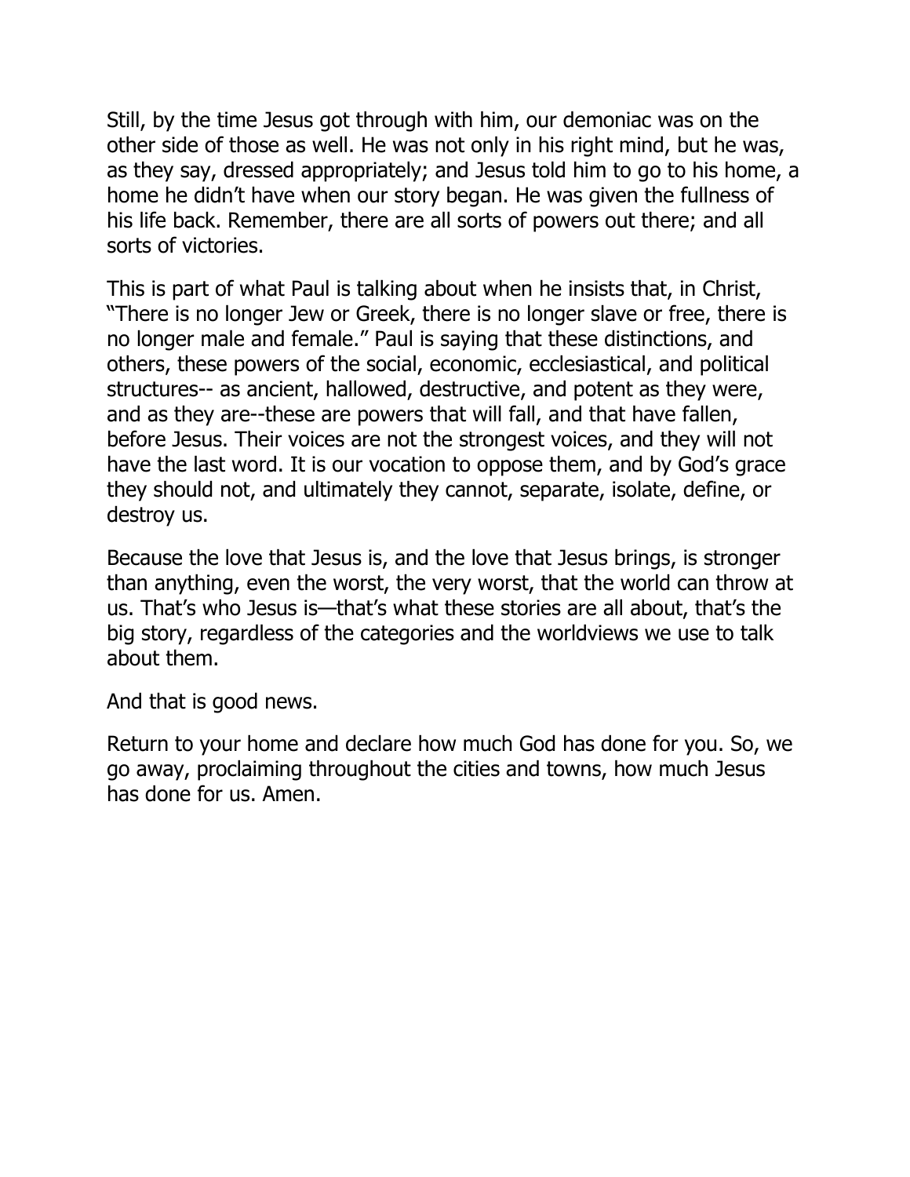Still, by the time Jesus got through with him, our demoniac was on the other side of those as well. He was not only in his right mind, but he was, as they say, dressed appropriately; and Jesus told him to go to his home, a home he didn't have when our story began. He was given the fullness of his life back. Remember, there are all sorts of powers out there; and all sorts of victories.

This is part of what Paul is talking about when he insists that, in Christ, "There is no longer Jew or Greek, there is no longer slave or free, there is no longer male and female." Paul is saying that these distinctions, and others, these powers of the social, economic, ecclesiastical, and political structures-- as ancient, hallowed, destructive, and potent as they were, and as they are--these are powers that will fall, and that have fallen, before Jesus. Their voices are not the strongest voices, and they will not have the last word. It is our vocation to oppose them, and by God's grace they should not, and ultimately they cannot, separate, isolate, define, or destroy us.

Because the love that Jesus is, and the love that Jesus brings, is stronger than anything, even the worst, the very worst, that the world can throw at us. That's who Jesus is—that's what these stories are all about, that's the big story, regardless of the categories and the worldviews we use to talk about them.

And that is good news.

Return to your home and declare how much God has done for you. So, we go away, proclaiming throughout the cities and towns, how much Jesus has done for us. Amen.